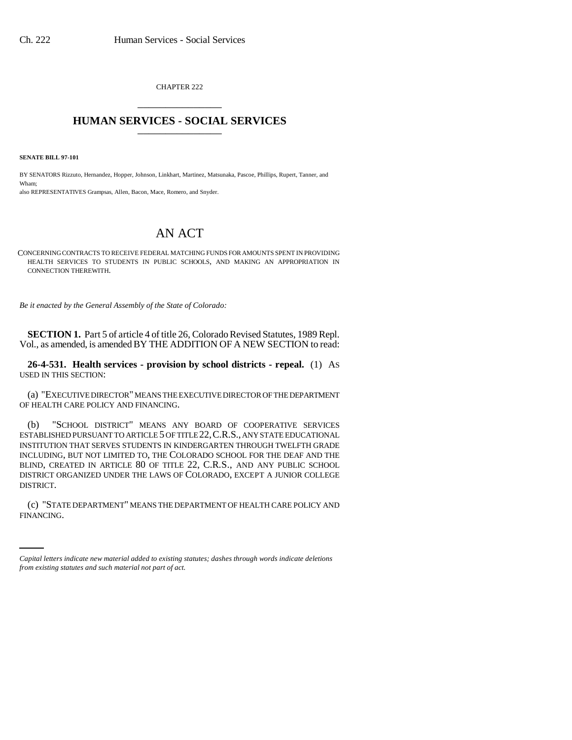CHAPTER 222

# HUMAN SERVICES - SOCIAL SERVICES

**SENATE BILL 97-101**

BY SENATORS Rizzuto, Hernandez, Hopper, Johnson, Linkhart, Martinez, Matsunaka, Pascoe, Phillips, Rupert, Tanner, and Wham;

also REPRESENTATIVES Grampsas, Allen, Bacon, Mace, Romero, and Snyder.

# AN ACT

CONCERNING CONTRACTS TO RECEIVE FEDERAL MATCHING FUNDS FOR AMOUNTS SPENT IN PROVIDING HEALTH SERVICES TO STUDENTS IN PUBLIC SCHOOLS, AND MAKING AN APPROPRIATION IN CONNECTION THEREWITH.

*Be it enacted by the General Assembly of the State of Colorado:*

**SECTION 1.** Part 5 of article 4 of title 26, Colorado Revised Statutes, 1989 Repl. Vol., as amended, is amended BY THE ADDITION OF A NEW SECTION to read:

**26-4-531. Health services - provision by school districts - repeal.** (1) AS USED IN THIS SECTION:

(a) "EXECUTIVE DIRECTOR" MEANS THE EXECUTIVE DIRECTOR OF THE DEPARTMENT OF HEALTH CARE POLICY AND FINANCING.

(b) "SCHOOL DISTRICT" MEANS ANY BOARD OF COOPERATIVE SERVICES ESTABLISHED PURSUANT TO ARTICLE 5 OF TITLE 22, C.R.S., ANY STATE EDUCATIONAL INSTITUTION THAT SERVES STUDENTS IN KINDERGARTEN THROUGH TWELFTH GRADE INCLUDING, BUT NOT LIMITED TO, THE COLORADO SCHOOL FOR THE DEAF AND THE BLIND, CREATED IN ARTICLE 80 OF TITLE 22, C.R.S., AND ANY PUBLIC SCHOOL DISTRICT ORGANIZED UNDER THE LAWS OF COLORADO, EXCEPT A JUNIOR COLLEGE DISTRICT.

(c) "STATE DEPARTMENT" MEANS THE DEPARTMENT OF HEALTH CARE POLICY AND FINANCING.

*Capital letters indicate new material added to existing statutes; dashes through words indicate deletions from existing statutes and such material not part of act.*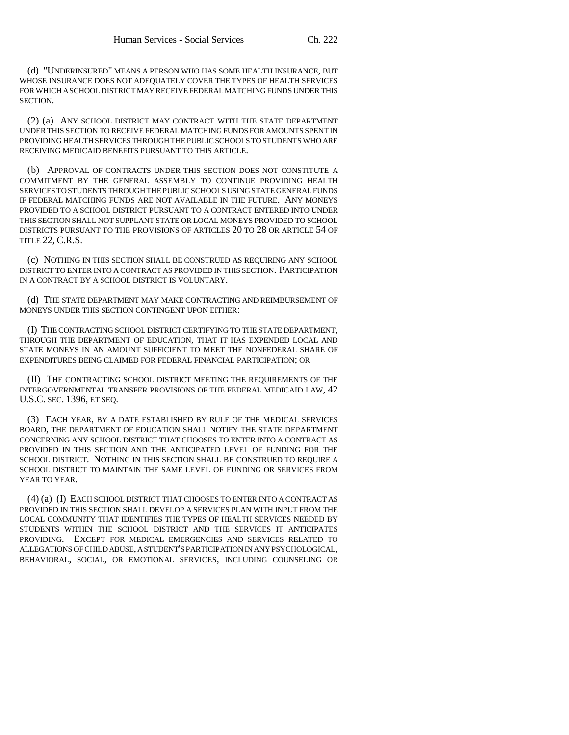(d) "UNDERINSURED" MEANS A PERSON WHO HAS SOME HEALTH INSURANCE, BUT WHOSE INSURANCE DOES NOT ADEQUATELY COVER THE TYPES OF HEALTH SERVICES FOR WHICH A SCHOOL DISTRICT MAY RECEIVE FEDERAL MATCHING FUNDS UNDER THIS SECTION.

(2) (a) ANY SCHOOL DISTRICT MAY CONTRACT WITH THE STATE DEPARTMENT UNDER THIS SECTION TO RECEIVE FEDERAL MATCHING FUNDS FOR AMOUNTS SPENT IN PROVIDING HEALTH SERVICES THROUGH THE PUBLIC SCHOOLS TO STUDENTS WHO ARE RECEIVING MEDICAID BENEFITS PURSUANT TO THIS ARTICLE.

(b) APPROVAL OF CONTRACTS UNDER THIS SECTION DOES NOT CONSTITUTE A COMMITMENT BY THE GENERAL ASSEMBLY TO CONTINUE PROVIDING HEALTH SERVICES TO STUDENTS THROUGH THE PUBLIC SCHOOLS USING STATE GENERAL FUNDS IF FEDERAL MATCHING FUNDS ARE NOT AVAILABLE IN THE FUTURE. ANY MONEYS PROVIDED TO A SCHOOL DISTRICT PURSUANT TO A CONTRACT ENTERED INTO UNDER THIS SECTION SHALL NOT SUPPLANT STATE OR LOCAL MONEYS PROVIDED TO SCHOOL DISTRICTS PURSUANT TO THE PROVISIONS OF ARTICLES 20 TO 28 OR ARTICLE 54 OF TITLE 22, C.R.S.

(c) NOTHING IN THIS SECTION SHALL BE CONSTRUED AS REQUIRING ANY SCHOOL DISTRICT TO ENTER INTO A CONTRACT AS PROVIDED IN THIS SECTION. PARTICIPATION IN A CONTRACT BY A SCHOOL DISTRICT IS VOLUNTARY.

(d) THE STATE DEPARTMENT MAY MAKE CONTRACTING AND REIMBURSEMENT OF MONEYS UNDER THIS SECTION CONTINGENT UPON EITHER:

(I) THE CONTRACTING SCHOOL DISTRICT CERTIFYING TO THE STATE DEPARTMENT, THROUGH THE DEPARTMENT OF EDUCATION, THAT IT HAS EXPENDED LOCAL AND STATE MONEYS IN AN AMOUNT SUFFICIENT TO MEET THE NONFEDERAL SHARE OF EXPENDITURES BEING CLAIMED FOR FEDERAL FINANCIAL PARTICIPATION; OR

(II) THE CONTRACTING SCHOOL DISTRICT MEETING THE REQUIREMENTS OF THE INTERGOVERNMENTAL TRANSFER PROVISIONS OF THE FEDERAL MEDICAID LAW, 42 U.S.C. SEC. 1396, ET SEQ.

(3) EACH YEAR, BY A DATE ESTABLISHED BY RULE OF THE MEDICAL SERVICES BOARD, THE DEPARTMENT OF EDUCATION SHALL NOTIFY THE STATE DEPARTMENT CONCERNING ANY SCHOOL DISTRICT THAT CHOOSES TO ENTER INTO A CONTRACT AS PROVIDED IN THIS SECTION AND THE ANTICIPATED LEVEL OF FUNDING FOR THE SCHOOL DISTRICT. NOTHING IN THIS SECTION SHALL BE CONSTRUED TO REQUIRE A SCHOOL DISTRICT TO MAINTAIN THE SAME LEVEL OF FUNDING OR SERVICES FROM YEAR TO YEAR.

(4) (a) (I) EACH SCHOOL DISTRICT THAT CHOOSES TO ENTER INTO A CONTRACT AS PROVIDED IN THIS SECTION SHALL DEVELOP A SERVICES PLAN WITH INPUT FROM THE LOCAL COMMUNITY THAT IDENTIFIES THE TYPES OF HEALTH SERVICES NEEDED BY STUDENTS WITHIN THE SCHOOL DISTRICT AND THE SERVICES IT ANTICIPATES PROVIDING. EXCEPT FOR MEDICAL EMERGENCIES AND SERVICES RELATED TO ALLEGATIONS OF CHILD ABUSE, A STUDENT'S PARTICIPATION IN ANY PSYCHOLOGICAL, BEHAVIORAL, SOCIAL, OR EMOTIONAL SERVICES, INCLUDING COUNSELING OR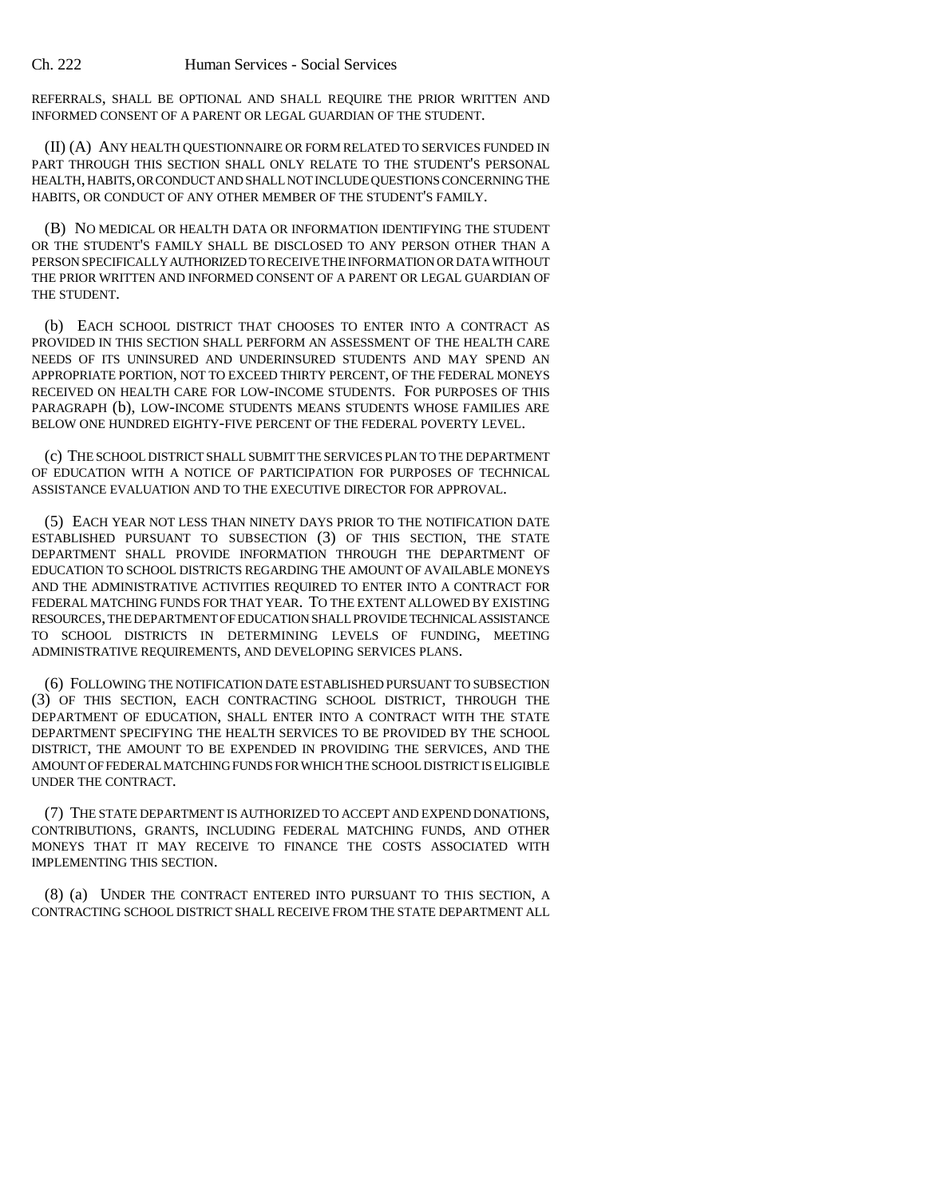REFERRALS, SHALL BE OPTIONAL AND SHALL REQUIRE THE PRIOR WRITTEN AND INFORMED CONSENT OF A PARENT OR LEGAL GUARDIAN OF THE STUDENT.

(II) (A) ANY HEALTH QUESTIONNAIRE OR FORM RELATED TO SERVICES FUNDED IN PART THROUGH THIS SECTION SHALL ONLY RELATE TO THE STUDENT'S PERSONAL HEALTH, HABITS, OR CONDUCT AND SHALL NOT INCLUDE QUESTIONS CONCERNING THE HABITS, OR CONDUCT OF ANY OTHER MEMBER OF THE STUDENT'S FAMILY.

(B) NO MEDICAL OR HEALTH DATA OR INFORMATION IDENTIFYING THE STUDENT OR THE STUDENT'S FAMILY SHALL BE DISCLOSED TO ANY PERSON OTHER THAN A PERSON SPECIFICALLY AUTHORIZED TO RECEIVE THE INFORMATION OR DATA WITHOUT THE PRIOR WRITTEN AND INFORMED CONSENT OF A PARENT OR LEGAL GUARDIAN OF THE STUDENT.

(b) EACH SCHOOL DISTRICT THAT CHOOSES TO ENTER INTO A CONTRACT AS PROVIDED IN THIS SECTION SHALL PERFORM AN ASSESSMENT OF THE HEALTH CARE NEEDS OF ITS UNINSURED AND UNDERINSURED STUDENTS AND MAY SPEND AN APPROPRIATE PORTION, NOT TO EXCEED THIRTY PERCENT, OF THE FEDERAL MONEYS RECEIVED ON HEALTH CARE FOR LOW-INCOME STUDENTS. FOR PURPOSES OF THIS PARAGRAPH (b), LOW-INCOME STUDENTS MEANS STUDENTS WHOSE FAMILIES ARE BELOW ONE HUNDRED EIGHTY-FIVE PERCENT OF THE FEDERAL POVERTY LEVEL.

(c) THE SCHOOL DISTRICT SHALL SUBMIT THE SERVICES PLAN TO THE DEPARTMENT OF EDUCATION WITH A NOTICE OF PARTICIPATION FOR PURPOSES OF TECHNICAL ASSISTANCE EVALUATION AND TO THE EXECUTIVE DIRECTOR FOR APPROVAL.

(5) EACH YEAR NOT LESS THAN NINETY DAYS PRIOR TO THE NOTIFICATION DATE ESTABLISHED PURSUANT TO SUBSECTION (3) OF THIS SECTION, THE STATE DEPARTMENT SHALL PROVIDE INFORMATION THROUGH THE DEPARTMENT OF EDUCATION TO SCHOOL DISTRICTS REGARDING THE AMOUNT OF AVAILABLE MONEYS AND THE ADMINISTRATIVE ACTIVITIES REQUIRED TO ENTER INTO A CONTRACT FOR FEDERAL MATCHING FUNDS FOR THAT YEAR. TO THE EXTENT ALLOWED BY EXISTING RESOURCES, THE DEPARTMENT OF EDUCATION SHALL PROVIDE TECHNICAL ASSISTANCE TO SCHOOL DISTRICTS IN DETERMINING LEVELS OF FUNDING, MEETING ADMINISTRATIVE REQUIREMENTS, AND DEVELOPING SERVICES PLANS.

(6) FOLLOWING THE NOTIFICATION DATE ESTABLISHED PURSUANT TO SUBSECTION (3) OF THIS SECTION, EACH CONTRACTING SCHOOL DISTRICT, THROUGH THE DEPARTMENT OF EDUCATION, SHALL ENTER INTO A CONTRACT WITH THE STATE DEPARTMENT SPECIFYING THE HEALTH SERVICES TO BE PROVIDED BY THE SCHOOL DISTRICT, THE AMOUNT TO BE EXPENDED IN PROVIDING THE SERVICES, AND THE AMOUNT OF FEDERAL MATCHING FUNDS FOR WHICH THE SCHOOL DISTRICT IS ELIGIBLE UNDER THE CONTRACT.

(7) THE STATE DEPARTMENT IS AUTHORIZED TO ACCEPT AND EXPEND DONATIONS, CONTRIBUTIONS, GRANTS, INCLUDING FEDERAL MATCHING FUNDS, AND OTHER MONEYS THAT IT MAY RECEIVE TO FINANCE THE COSTS ASSOCIATED WITH IMPLEMENTING THIS SECTION.

(8) (a) UNDER THE CONTRACT ENTERED INTO PURSUANT TO THIS SECTION, A CONTRACTING SCHOOL DISTRICT SHALL RECEIVE FROM THE STATE DEPARTMENT ALL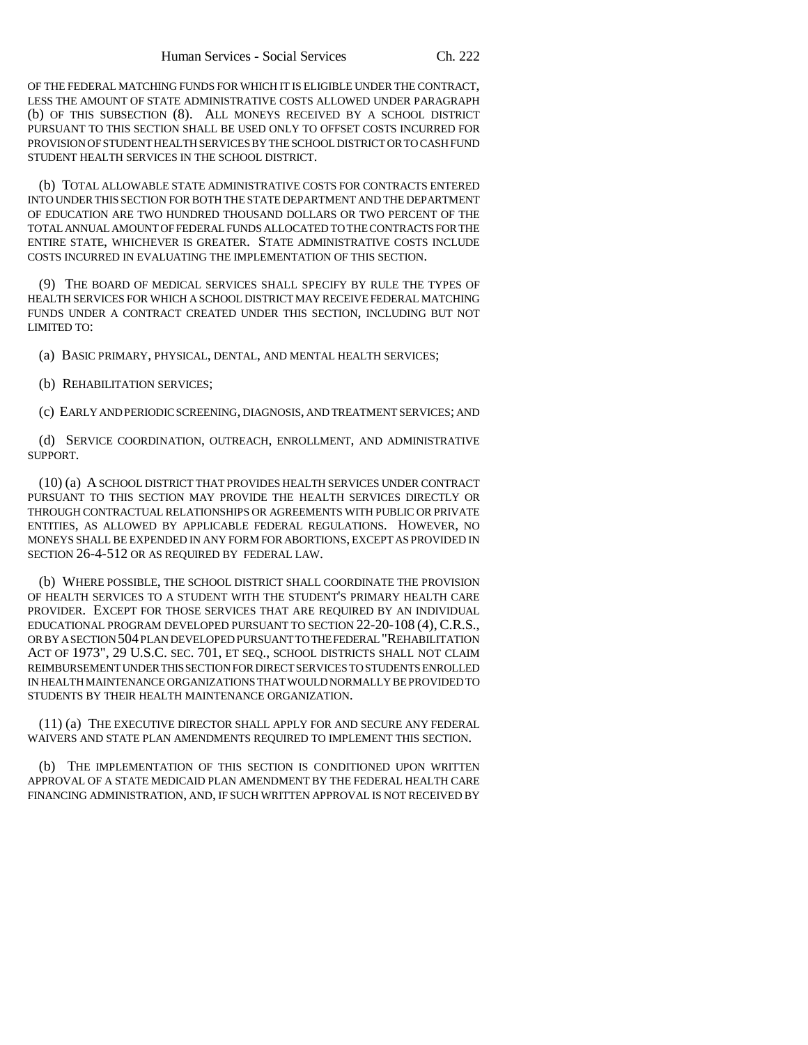OF THE FEDERAL MATCHING FUNDS FOR WHICH IT IS ELIGIBLE UNDER THE CONTRACT, LESS THE AMOUNT OF STATE ADMINISTRATIVE COSTS ALLOWED UNDER PARAGRAPH (b) OF THIS SUBSECTION (8). ALL MONEYS RECEIVED BY A SCHOOL DISTRICT PURSUANT TO THIS SECTION SHALL BE USED ONLY TO OFFSET COSTS INCURRED FOR PROVISION OF STUDENT HEALTH SERVICES BY THE SCHOOL DISTRICT OR TO CASH FUND STUDENT HEALTH SERVICES IN THE SCHOOL DISTRICT.

(b) TOTAL ALLOWABLE STATE ADMINISTRATIVE COSTS FOR CONTRACTS ENTERED INTO UNDER THIS SECTION FOR BOTH THE STATE DEPARTMENT AND THE DEPARTMENT OF EDUCATION ARE TWO HUNDRED THOUSAND DOLLARS OR TWO PERCENT OF THE TOTAL ANNUAL AMOUNT OF FEDERAL FUNDS ALLOCATED TO THE CONTRACTS FOR THE ENTIRE STATE, WHICHEVER IS GREATER. STATE ADMINISTRATIVE COSTS INCLUDE COSTS INCURRED IN EVALUATING THE IMPLEMENTATION OF THIS SECTION.

(9) THE BOARD OF MEDICAL SERVICES SHALL SPECIFY BY RULE THE TYPES OF HEALTH SERVICES FOR WHICH A SCHOOL DISTRICT MAY RECEIVE FEDERAL MATCHING FUNDS UNDER A CONTRACT CREATED UNDER THIS SECTION, INCLUDING BUT NOT LIMITED TO:

(a) BASIC PRIMARY, PHYSICAL, DENTAL, AND MENTAL HEALTH SERVICES;

(b) REHABILITATION SERVICES;

(c) EARLY AND PERIODIC SCREENING, DIAGNOSIS, AND TREATMENT SERVICES; AND

(d) SERVICE COORDINATION, OUTREACH, ENROLLMENT, AND ADMINISTRATIVE SUPPORT.

(10) (a) A SCHOOL DISTRICT THAT PROVIDES HEALTH SERVICES UNDER CONTRACT PURSUANT TO THIS SECTION MAY PROVIDE THE HEALTH SERVICES DIRECTLY OR THROUGH CONTRACTUAL RELATIONSHIPS OR AGREEMENTS WITH PUBLIC OR PRIVATE ENTITIES, AS ALLOWED BY APPLICABLE FEDERAL REGULATIONS. HOWEVER, NO MONEYS SHALL BE EXPENDED IN ANY FORM FOR ABORTIONS, EXCEPT AS PROVIDED IN SECTION 26-4-512 OR AS REQUIRED BY FEDERAL LAW.

(b) WHERE POSSIBLE, THE SCHOOL DISTRICT SHALL COORDINATE THE PROVISION OF HEALTH SERVICES TO A STUDENT WITH THE STUDENT'S PRIMARY HEALTH CARE PROVIDER. EXCEPT FOR THOSE SERVICES THAT ARE REQUIRED BY AN INDIVIDUAL EDUCATIONAL PROGRAM DEVELOPED PURSUANT TO SECTION 22-20-108 (4), C.R.S., OR BY A SECTION 504 PLAN DEVELOPED PURSUANT TO THE FEDERAL "REHABILITATION ACT OF 1973", 29 U.S.C. SEC. 701, ET SEQ., SCHOOL DISTRICTS SHALL NOT CLAIM REIMBURSEMENT UNDER THIS SECTION FOR DIRECT SERVICES TO STUDENTS ENROLLED IN HEALTH MAINTENANCE ORGANIZATIONS THAT WOULD NORMALLY BE PROVIDED TO STUDENTS BY THEIR HEALTH MAINTENANCE ORGANIZATION.

(11) (a) THE EXECUTIVE DIRECTOR SHALL APPLY FOR AND SECURE ANY FEDERAL WAIVERS AND STATE PLAN AMENDMENTS REQUIRED TO IMPLEMENT THIS SECTION.

(b) THE IMPLEMENTATION OF THIS SECTION IS CONDITIONED UPON WRITTEN APPROVAL OF A STATE MEDICAID PLAN AMENDMENT BY THE FEDERAL HEALTH CARE FINANCING ADMINISTRATION, AND, IF SUCH WRITTEN APPROVAL IS NOT RECEIVED BY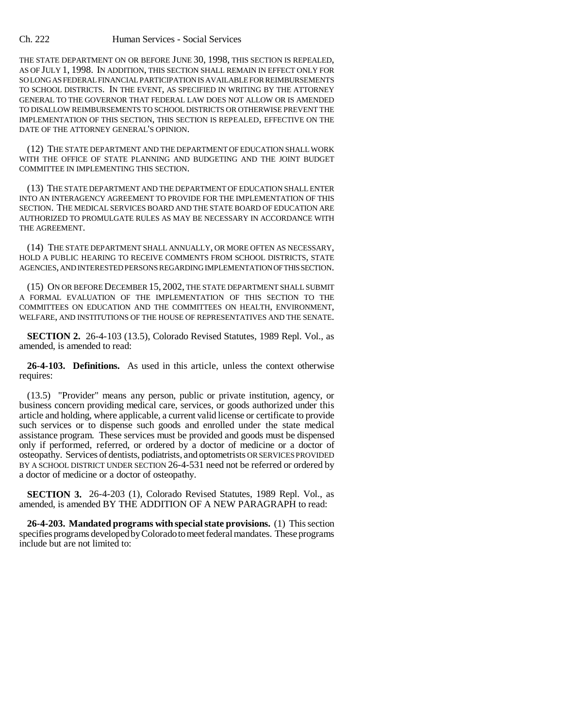THE STATE DEPARTMENT ON OR BEFORE JUNE 30, 1998, THIS SECTION IS REPEALED, AS OF JULY 1, 1998. IN ADDITION, THIS SECTION SHALL REMAIN IN EFFECT ONLY FOR SO LONG AS FEDERAL FINANCIAL PARTICIPATION IS AVAILABLE FOR REIMBURSEMENTS TO SCHOOL DISTRICTS. IN THE EVENT, AS SPECIFIED IN WRITING BY THE ATTORNEY GENERAL TO THE GOVERNOR THAT FEDERAL LAW DOES NOT ALLOW OR IS AMENDED TO DISALLOW REIMBURSEMENTS TO SCHOOL DISTRICTS OR OTHERWISE PREVENT THE IMPLEMENTATION OF THIS SECTION, THIS SECTION IS REPEALED, EFFECTIVE ON THE DATE OF THE ATTORNEY GENERAL'S OPINION.

(12) THE STATE DEPARTMENT AND THE DEPARTMENT OF EDUCATION SHALL WORK WITH THE OFFICE OF STATE PLANNING AND BUDGETING AND THE JOINT BUDGET COMMITTEE IN IMPLEMENTING THIS SECTION.

(13) THE STATE DEPARTMENT AND THE DEPARTMENT OF EDUCATION SHALL ENTER INTO AN INTERAGENCY AGREEMENT TO PROVIDE FOR THE IMPLEMENTATION OF THIS SECTION. THE MEDICAL SERVICES BOARD AND THE STATE BOARD OF EDUCATION ARE AUTHORIZED TO PROMULGATE RULES AS MAY BE NECESSARY IN ACCORDANCE WITH THE AGREEMENT.

(14) THE STATE DEPARTMENT SHALL ANNUALLY, OR MORE OFTEN AS NECESSARY, HOLD A PUBLIC HEARING TO RECEIVE COMMENTS FROM SCHOOL DISTRICTS, STATE AGENCIES, AND INTERESTED PERSONS REGARDING IMPLEMENTATION OF THIS SECTION.

(15) ON OR BEFORE DECEMBER 15, 2002, THE STATE DEPARTMENT SHALL SUBMIT A FORMAL EVALUATION OF THE IMPLEMENTATION OF THIS SECTION TO THE COMMITTEES ON EDUCATION AND THE COMMITTEES ON HEALTH, ENVIRONMENT, WELFARE, AND INSTITUTIONS OF THE HOUSE OF REPRESENTATIVES AND THE SENATE.

**SECTION 2.** 26-4-103 (13.5), Colorado Revised Statutes, 1989 Repl. Vol., as amended, is amended to read:

**26-4-103. Definitions.** As used in this article, unless the context otherwise requires:

(13.5) "Provider" means any person, public or private institution, agency, or business concern providing medical care, services, or goods authorized under this article and holding, where applicable, a current valid license or certificate to provide such services or to dispense such goods and enrolled under the state medical assistance program. These services must be provided and goods must be dispensed only if performed, referred, or ordered by a doctor of medicine or a doctor of osteopathy. Services of dentists, podiatrists, and optometrists OR SERVICES PROVIDED BY A SCHOOL DISTRICT UNDER SECTION 26-4-531 need not be referred or ordered by a doctor of medicine or a doctor of osteopathy.

**SECTION 3.** 26-4-203 (1), Colorado Revised Statutes, 1989 Repl. Vol., as amended, is amended BY THE ADDITION OF A NEW PARAGRAPH to read:

**26-4-203. Mandated programs with special state provisions.** (1) This section specifies programs developed by Colorado to meet federal mandates. These programs include but are not limited to: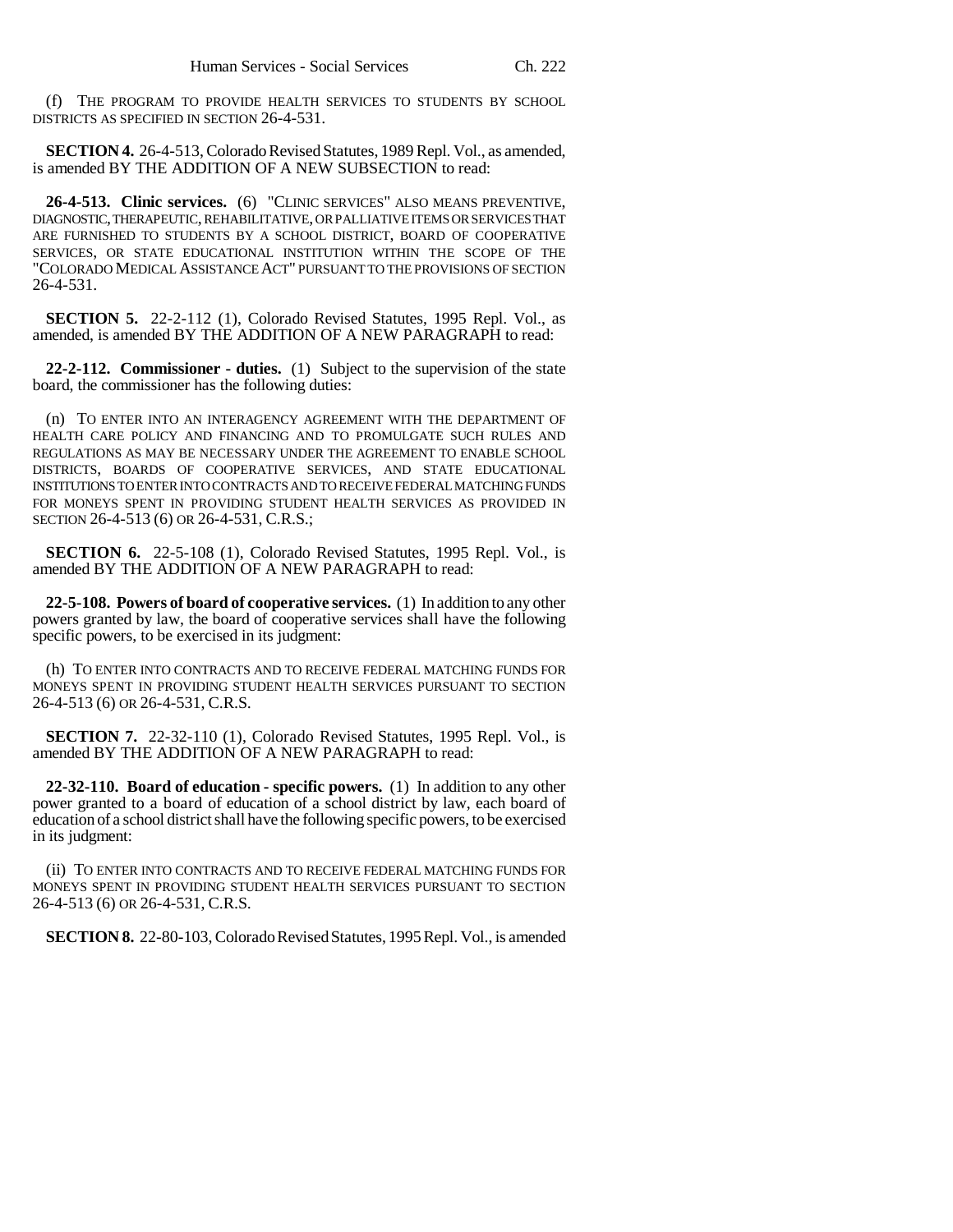(f) THE PROGRAM TO PROVIDE HEALTH SERVICES TO STUDENTS BY SCHOOL DISTRICTS AS SPECIFIED IN SECTION 26-4-531.

**SECTION 4.** 26-4-513, Colorado Revised Statutes, 1989 Repl. Vol., as amended, is amended BY THE ADDITION OF A NEW SUBSECTION to read:

**26-4-513. Clinic services.** (6) "CLINIC SERVICES" ALSO MEANS PREVENTIVE, DIAGNOSTIC, THERAPEUTIC, REHABILITATIVE, OR PALLIATIVE ITEMS OR SERVICES THAT ARE FURNISHED TO STUDENTS BY A SCHOOL DISTRICT, BOARD OF COOPERATIVE SERVICES, OR STATE EDUCATIONAL INSTITUTION WITHIN THE SCOPE OF THE "COLORADO MEDICAL ASSISTANCE ACT" PURSUANT TO THE PROVISIONS OF SECTION 26-4-531.

**SECTION 5.** 22-2-112 (1), Colorado Revised Statutes, 1995 Repl. Vol., as amended, is amended BY THE ADDITION OF A NEW PARAGRAPH to read:

**22-2-112. Commissioner - duties.** (1) Subject to the supervision of the state board, the commissioner has the following duties:

(n) TO ENTER INTO AN INTERAGENCY AGREEMENT WITH THE DEPARTMENT OF HEALTH CARE POLICY AND FINANCING AND TO PROMULGATE SUCH RULES AND REGULATIONS AS MAY BE NECESSARY UNDER THE AGREEMENT TO ENABLE SCHOOL DISTRICTS, BOARDS OF COOPERATIVE SERVICES, AND STATE EDUCATIONAL INSTITUTIONS TO ENTER INTO CONTRACTS AND TO RECEIVE FEDERAL MATCHING FUNDS FOR MONEYS SPENT IN PROVIDING STUDENT HEALTH SERVICES AS PROVIDED IN SECTION 26-4-513 (6) OR 26-4-531, C.R.S.;

**SECTION 6.** 22-5-108 (1), Colorado Revised Statutes, 1995 Repl. Vol., is amended BY THE ADDITION OF A NEW PARAGRAPH to read:

**22-5-108. Powers of board of cooperative services.** (1) In addition to any other powers granted by law, the board of cooperative services shall have the following specific powers, to be exercised in its judgment:

(h) TO ENTER INTO CONTRACTS AND TO RECEIVE FEDERAL MATCHING FUNDS FOR MONEYS SPENT IN PROVIDING STUDENT HEALTH SERVICES PURSUANT TO SECTION 26-4-513 (6) OR 26-4-531, C.R.S.

**SECTION 7.** 22-32-110 (1), Colorado Revised Statutes, 1995 Repl. Vol., is amended BY THE ADDITION OF A NEW PARAGRAPH to read:

**22-32-110. Board of education - specific powers.** (1) In addition to any other power granted to a board of education of a school district by law, each board of education of a school district shall have the following specific powers, to be exercised in its judgment:

(ii) TO ENTER INTO CONTRACTS AND TO RECEIVE FEDERAL MATCHING FUNDS FOR MONEYS SPENT IN PROVIDING STUDENT HEALTH SERVICES PURSUANT TO SECTION 26-4-513 (6) OR 26-4-531, C.R.S.

**SECTION 8.** 22-80-103, Colorado Revised Statutes, 1995 Repl. Vol., is amended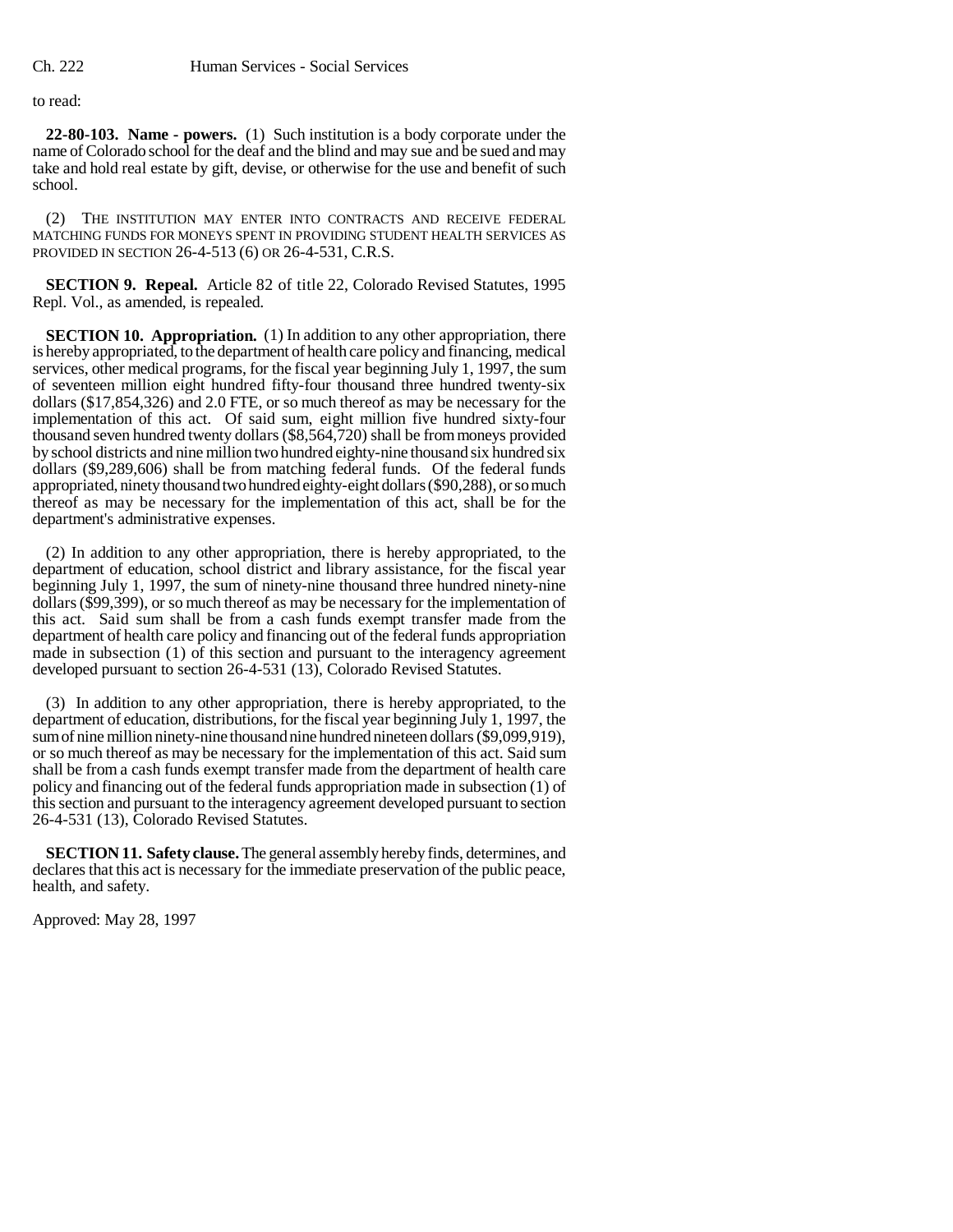to read:

**22-80-103. Name - powers.** (1) Such institution is a body corporate under the name of Colorado school for the deaf and the blind and may sue and be sued and may take and hold real estate by gift, devise, or otherwise for the use and benefit of such school.

(2) THE INSTITUTION MAY ENTER INTO CONTRACTS AND RECEIVE FEDERAL MATCHING FUNDS FOR MONEYS SPENT IN PROVIDING STUDENT HEALTH SERVICES AS PROVIDED IN SECTION 26-4-513 (6) OR 26-4-531, C.R.S.

**SECTION 9. Repeal.** Article 82 of title 22, Colorado Revised Statutes, 1995 Repl. Vol., as amended, is repealed.

**SECTION 10. Appropriation.** (1) In addition to any other appropriation, there is hereby appropriated, to the department of health care policy and financing, medical services, other medical programs, for the fiscal year beginning July 1, 1997, the sum of seventeen million eight hundred fifty-four thousand three hundred twenty-six dollars ($17,854,326) and 2.0 FTE, or so much thereof as may be necessary for the implementation of this act. Of said sum, eight million five hundred sixty-four thousand seven hundred twenty dollars ($8,564,720) shall be from moneys provided by school districts and nine million two hundred eighty-nine thousand six hundred six dollars ($9,289,606) shall be from matching federal funds. Of the federal funds appropriated, ninety thousand two hundred eighty-eight dollars ($90,288), or so much thereof as may be necessary for the implementation of this act, shall be for the department's administrative expenses.

(2) In addition to any other appropriation, there is hereby appropriated, to the department of education, school district and library assistance, for the fiscal year beginning July 1, 1997, the sum of ninety-nine thousand three hundred ninety-nine dollars ($99,399), or so much thereof as may be necessary for the implementation of this act. Said sum shall be from a cash funds exempt transfer made from the department of health care policy and financing out of the federal funds appropriation made in subsection (1) of this section and pursuant to the interagency agreement developed pursuant to section 26-4-531 (13), Colorado Revised Statutes.

(3) In addition to any other appropriation, there is hereby appropriated, to the department of education, distributions, for the fiscal year beginning July 1, 1997, the sum of nine million ninety-nine thousand nine hundred nineteen dollars ($9,099,919), or so much thereof as may be necessary for the implementation of this act. Said sum shall be from a cash funds exempt transfer made from the department of health care policy and financing out of the federal funds appropriation made in subsection (1) of this section and pursuant to the interagency agreement developed pursuant to section 26-4-531 (13), Colorado Revised Statutes.

**SECTION 11. Safety clause.** The general assembly hereby finds, determines, and declares that this act is necessary for the immediate preservation of the public peace, health, and safety.

Approved: May 28, 1997